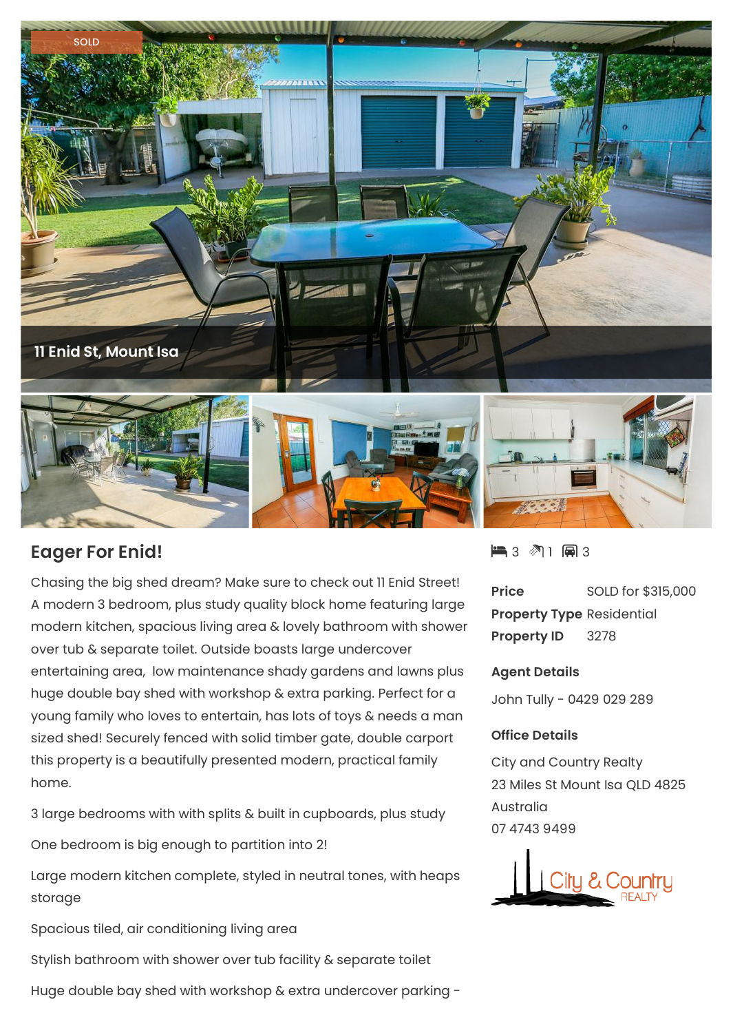SOLD

11 Enid St, Mount Isa

## Eager For Enid!

Chasing the big shed dream? Make sure to check out 11 Enid Street! A modern 3 bedroom, plus study quality block home featuring large modern kitchen, spacious living area & lovely bathroom with shower over tub & separate toilet. Outside boasts large undercover entertaining area, low maintenance shady gardens and lawns plus huge double bay shed with workshop & extra parking. Perfect for a young family who loves to entertain, has lots of toys & needs a man sized shed! Securely fenced with solid timber gate, double carport this property is a beautifully presented modern, practical family home.

3 large bedrooms with with splits & built in cupboards, plus study

One bedroom is big enough to partition into 2!

Large modern kitchen complete, styled in neutral tones, with heaps storage

Spacious tiled, air conditioning living area

Stylish bathroom with shower over tub facility & separate toilet

Huge double bay shed with workshop & extra undercover parking -

3 1 3

**Price** SOLD for $315,000
**Property Type** Residential
**Property ID** 3278

### Agent Details

John Tully - 0429 029 289

### Office Details

City and Country Realty
23 Miles St Mount Isa QLD 4825
Australia
07 4743 9499

City & Country REALTY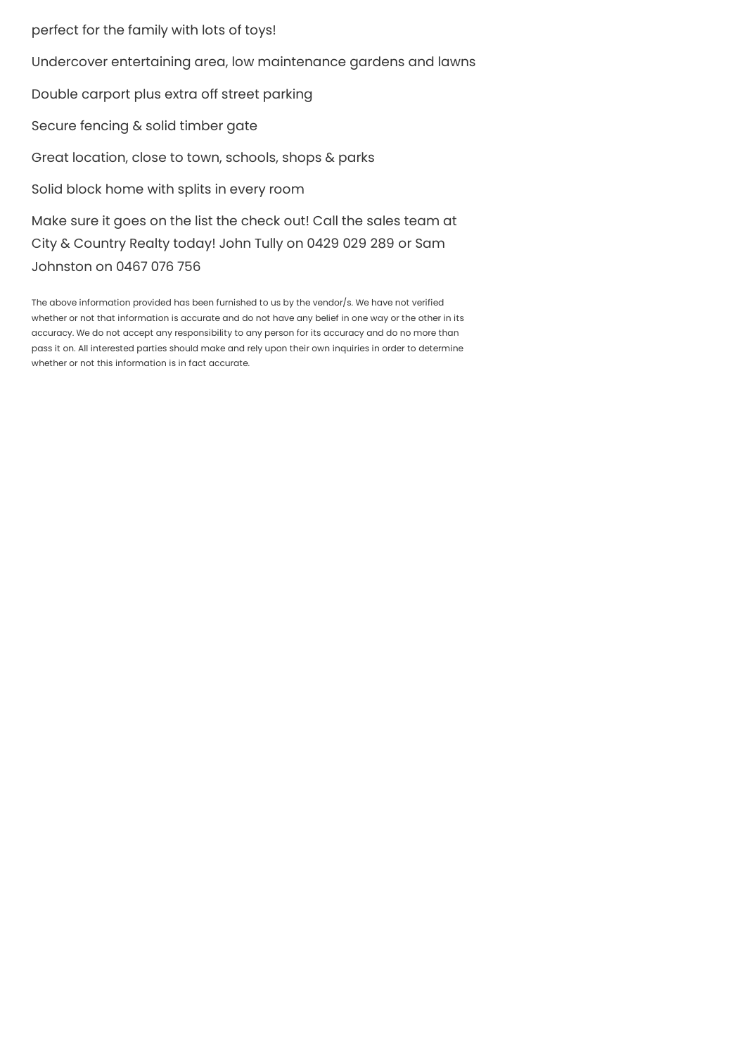perfect for the family with lots of toys!

Undercover entertaining area, low maintenance gardens and lawns

Double carport plus extra off street parking

Secure fencing & solid timber gate

Great location, close to town, schools, shops & parks

Solid block home with splits in every room

Make sure it goes on the list the check out! Call the sales team at City & Country Realty today! John Tully on 0429 029 289 or Sam Johnston on 0467 076 756

The above information provided has been furnished to us by the vendor/s. We have not verified whether or not that information is accurate and do not have any belief in one way or the other in its accuracy. We do not accept any responsibility to any person for its accuracy and do no more than pass it on. All interested parties should make and rely upon their own inquiries in order to determine whether or not this information is in fact accurate.